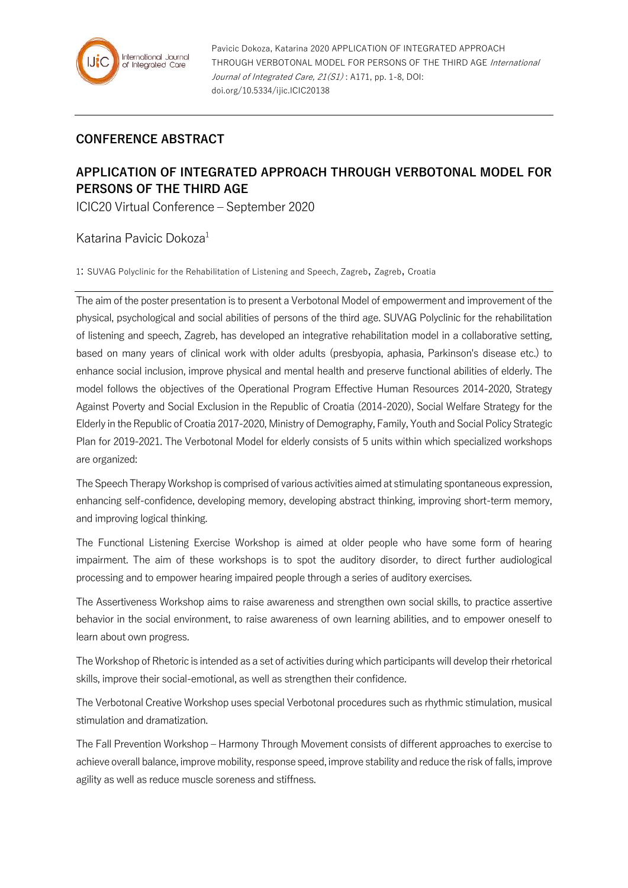Pavicic Dokoza, Katarina 2020 APPLICATION OF INTEGRATED APPROACH THROUGH VERBOTONAL MODEL FOR PERSONS OF THE THIRD AGE *International Journal of Integrated Care, 21(S1)* : A171, pp. 1-8, DOI: doi.org/10.5334/ijic.ICIC20138

## CONFERENCE ABSTRACT

# APPLICATION OF INTEGRATED APPROACH THROUGH VERBOTONAL MODEL FOR PERSONS OF THE THIRD AGE

ICIC20 Virtual Conference – September 2020

Katarina Pavicic Dokoza[1]

1: SUVAG Polyclinic for the Rehabilitation of Listening and Speech, Zagreb, Zagreb, Croatia

The aim of the poster presentation is to present a Verbotonal Model of empowerment and improvement of the physical, psychological and social abilities of persons of the third age. SUVAG Polyclinic for the rehabilitation of listening and speech, Zagreb, has developed an integrative rehabilitation model in a collaborative setting, based on many years of clinical work with older adults (presbyopia, aphasia, Parkinson's disease etc.) to enhance social inclusion, improve physical and mental health and preserve functional abilities of elderly. The model follows the objectives of the Operational Program Effective Human Resources 2014-2020, Strategy Against Poverty and Social Exclusion in the Republic of Croatia (2014-2020), Social Welfare Strategy for the Elderly in the Republic of Croatia 2017-2020, Ministry of Demography, Family, Youth and Social Policy Strategic Plan for 2019-2021. The Verbotonal Model for elderly consists of 5 units within which specialized workshops are organized:

The Speech Therapy Workshop is comprised of various activities aimed at stimulating spontaneous expression, enhancing self-confidence, developing memory, developing abstract thinking, improving short-term memory, and improving logical thinking.

The Functional Listening Exercise Workshop is aimed at older people who have some form of hearing impairment. The aim of these workshops is to spot the auditory disorder, to direct further audiological processing and to empower hearing impaired people through a series of auditory exercises.

The Assertiveness Workshop aims to raise awareness and strengthen own social skills, to practice assertive behavior in the social environment, to raise awareness of own learning abilities, and to empower oneself to learn about own progress.

The Workshop of Rhetoric is intended as a set of activities during which participants will develop their rhetorical skills, improve their social-emotional, as well as strengthen their confidence.

The Verbotonal Creative Workshop uses special Verbotonal procedures such as rhythmic stimulation, musical stimulation and dramatization.

The Fall Prevention Workshop – Harmony Through Movement consists of different approaches to exercise to achieve overall balance, improve mobility, response speed, improve stability and reduce the risk of falls, improve agility as well as reduce muscle soreness and stiffness.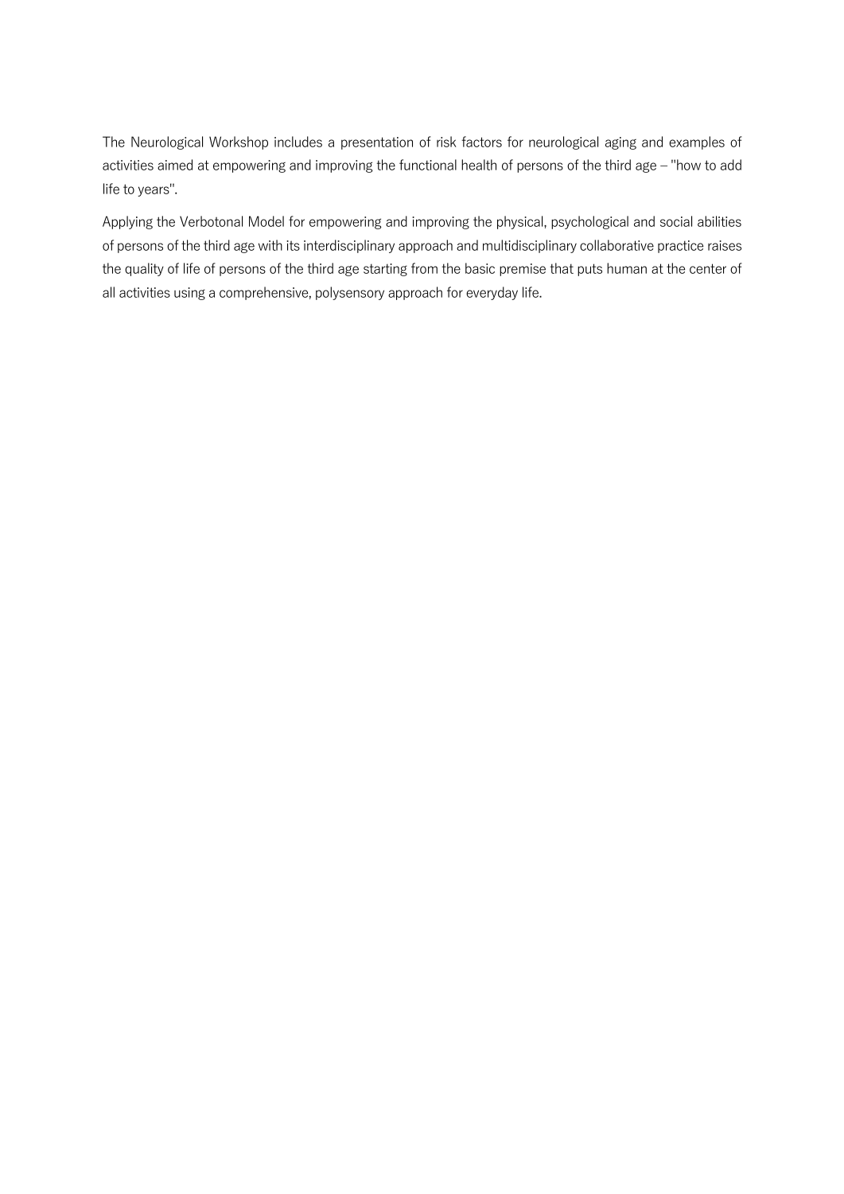The Neurological Workshop includes a presentation of risk factors for neurological aging and examples of activities aimed at empowering and improving the functional health of persons of the third age – "how to add life to years".

Applying the Verbotonal Model for empowering and improving the physical, psychological and social abilities of persons of the third age with its interdisciplinary approach and multidisciplinary collaborative practice raises the quality of life of persons of the third age starting from the basic premise that puts human at the center of all activities using a comprehensive, polysensory approach for everyday life.